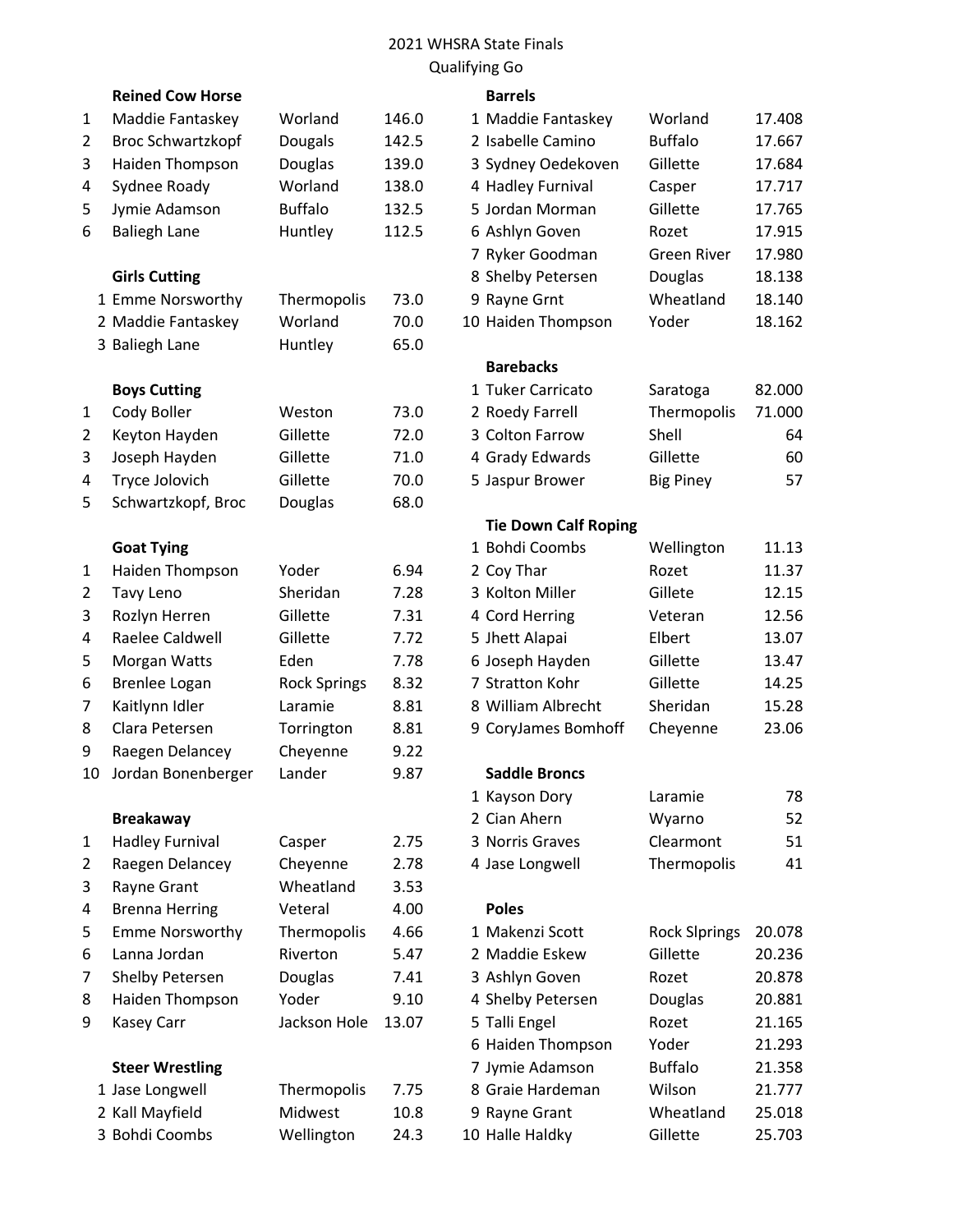# 2021 WHSRA State Finals
## Qualifying Go

### Reined Cow Horse

| | | | |
|---|---|---|---|
| 1 | Maddie Fantaskey | Worland | 146.0 |
| 2 | Broc Schwartzkopf | Dougals | 142.5 |
| 3 | Haiden Thompson | Douglas | 139.0 |
| 4 | Sydnee Roady | Worland | 138.0 |
| 5 | Jymie Adamson | Buffalo | 132.5 |
| 6 | Baliegh Lane | Huntley | 112.5 |

### Girls Cutting

| | | | |
|---|---|---|---|
| 1 | Emme Norsworthy | Thermopolis | 73.0 |
| 2 | Maddie Fantaskey | Worland | 70.0 |
| 3 | Baliegh Lane | Huntley | 65.0 |

### Boys Cutting

| | | | |
|---|---|---|---|
| 1 | Cody Boller | Weston | 73.0 |
| 2 | Keyton Hayden | Gillette | 72.0 |
| 3 | Joseph Hayden | Gillette | 71.0 |
| 4 | Tryce Jolovich | Gillette | 70.0 |
| 5 | Schwartzkopf, Broc | Douglas | 68.0 |

### Goat Tying

| | | | |
|---|---|---|---|
| 1 | Haiden Thompson | Yoder | 6.94 |
| 2 | Tavy Leno | Sheridan | 7.28 |
| 3 | Rozlyn Herren | Gillette | 7.31 |
| 4 | Raelee Caldwell | Gillette | 7.72 |
| 5 | Morgan Watts | Eden | 7.78 |
| 6 | Brenlee Logan | Rock Springs | 8.32 |
| 7 | Kaitlynn Idler | Laramie | 8.81 |
| 8 | Clara Petersen | Torrington | 8.81 |
| 9 | Raegen Delancey | Cheyenne | 9.22 |
| 10 | Jordan Bonenberger | Lander | 9.87 |

### Breakaway

| | | | |
|---|---|---|---|
| 1 | Hadley Furnival | Casper | 2.75 |
| 2 | Raegen Delancey | Cheyenne | 2.78 |
| 3 | Rayne Grant | Wheatland | 3.53 |
| 4 | Brenna Herring | Veteral | 4.00 |
| 5 | Emme Norsworthy | Thermopolis | 4.66 |
| 6 | Lanna Jordan | Riverton | 5.47 |
| 7 | Shelby Petersen | Douglas | 7.41 |
| 8 | Haiden Thompson | Yoder | 9.10 |
| 9 | Kasey Carr | Jackson Hole | 13.07 |

### Steer Wrestling

| | | | |
|---|---|---|---|
| 1 | Jase Longwell | Thermopolis | 7.75 |
| 2 | Kall Mayfield | Midwest | 10.8 |
| 3 | Bohdi Coombs | Wellington | 24.3 |

### Barrels

| | | | |
|---|---|---|---|
| 1 | Maddie Fantaskey | Worland | 17.408 |
| 2 | Isabelle Camino | Buffalo | 17.667 |
| 3 | Sydney Oedekoven | Gillette | 17.684 |
| 4 | Hadley Furnival | Casper | 17.717 |
| 5 | Jordan Morman | Gillette | 17.765 |
| 6 | Ashlyn Goven | Rozet | 17.915 |
| 7 | Ryker Goodman | Green River | 17.980 |
| 8 | Shelby Petersen | Douglas | 18.138 |
| 9 | Rayne Grnt | Wheatland | 18.140 |
| 10 | Haiden Thompson | Yoder | 18.162 |

### Barebacks

| | | | |
|---|---|---|---|
| 1 | Tuker Carricato | Saratoga | 82.000 |
| 2 | Roedy Farrell | Thermopolis | 71.000 |
| 3 | Colton Farrow | Shell | 64 |
| 4 | Grady Edwards | Gillette | 60 |
| 5 | Jaspur Brower | Big Piney | 57 |

### Tie Down Calf Roping

| | | | |
|---|---|---|---|
| 1 | Bohdi Coombs | Wellington | 11.13 |
| 2 | Coy Thar | Rozet | 11.37 |
| 3 | Kolton Miller | Gillete | 12.15 |
| 4 | Cord Herring | Veteran | 12.56 |
| 5 | Jhett Alapai | Elbert | 13.07 |
| 6 | Joseph Hayden | Gillette | 13.47 |
| 7 | Stratton Kohr | Gillette | 14.25 |
| 8 | William Albrecht | Sheridan | 15.28 |
| 9 | CoryJames Bomhoff | Cheyenne | 23.06 |

### Saddle Broncs

| | | | |
|---|---|---|---|
| 1 | Kayson Dory | Laramie | 78 |
| 2 | Cian Ahern | Wyarno | 52 |
| 3 | Norris Graves | Clearmont | 51 |
| 4 | Jase Longwell | Thermopolis | 41 |

### Poles

| | | | |
|---|---|---|---|
| 1 | Makenzi Scott | Rock Slprings | 20.078 |
| 2 | Maddie Eskew | Gillette | 20.236 |
| 3 | Ashlyn Goven | Rozet | 20.878 |
| 4 | Shelby Petersen | Douglas | 20.881 |
| 5 | Talli Engel | Rozet | 21.165 |
| 6 | Haiden Thompson | Yoder | 21.293 |
| 7 | Jymie Adamson | Buffalo | 21.358 |
| 8 | Graie Hardeman | Wilson | 21.777 |
| 9 | Rayne Grant | Wheatland | 25.018 |
| 10 | Halle Haldky | Gillette | 25.703 |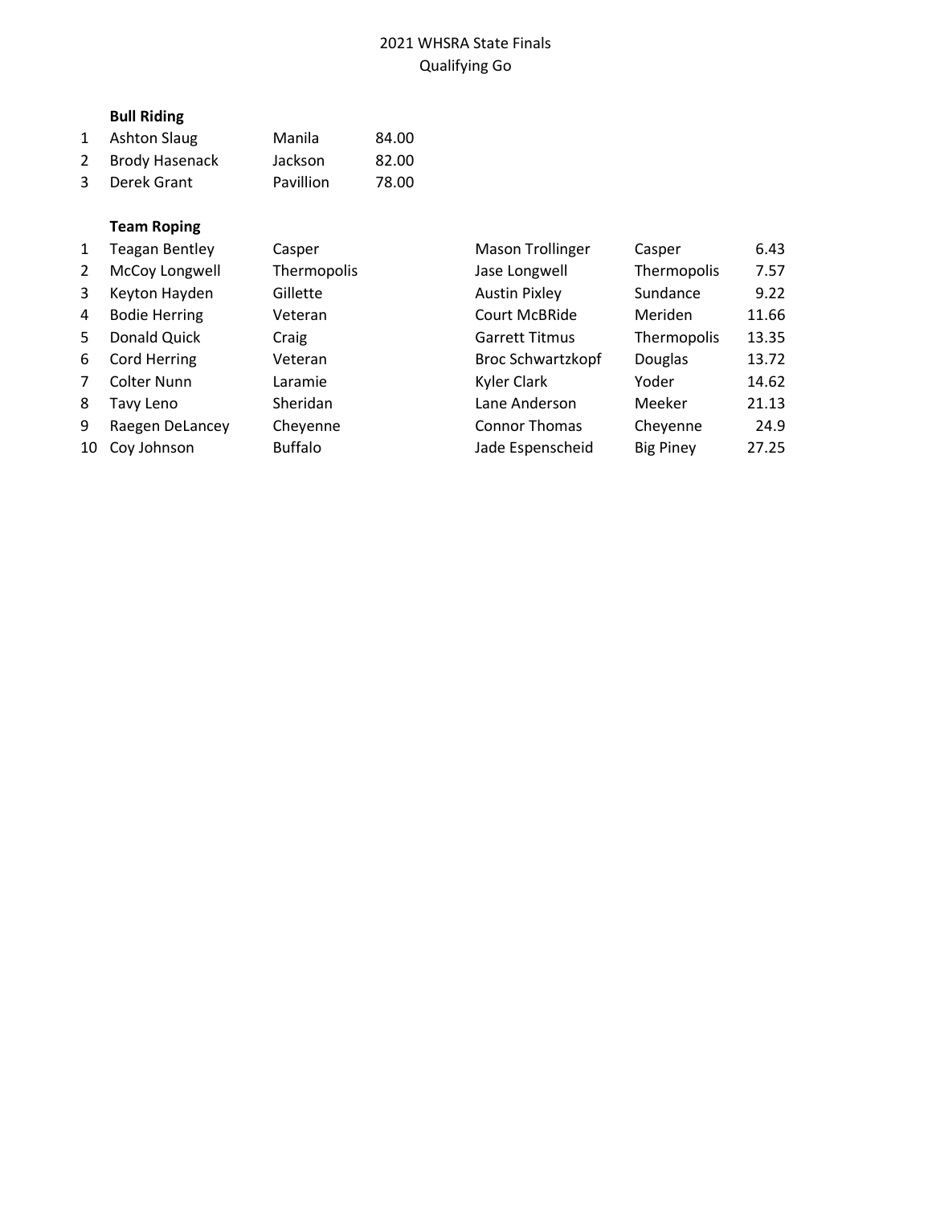2021 WHSRA State Finals
Qualifying Go

**Bull Riding**

| | | | |
|---|---|---|---|
| 1 | Ashton Slaug | Manila | 84.00 |
| 2 | Brody Hasenack | Jackson | 82.00 |
| 3 | Derek Grant | Pavillion | 78.00 |

**Team Roping**

| | | | | | |
|---|---|---|---|---|---|
| 1 | Teagan Bentley | Casper | Mason Trollinger | Casper | 6.43 |
| 2 | McCoy Longwell | Thermopolis | Jase Longwell | Thermopolis | 7.57 |
| 3 | Keyton Hayden | Gillette | Austin Pixley | Sundance | 9.22 |
| 4 | Bodie Herring | Veteran | Court McBRide | Meriden | 11.66 |
| 5 | Donald Quick | Craig | Garrett Titmus | Thermopolis | 13.35 |
| 6 | Cord Herring | Veteran | Broc Schwartzkopf | Douglas | 13.72 |
| 7 | Colter Nunn | Laramie | Kyler Clark | Yoder | 14.62 |
| 8 | Tavy Leno | Sheridan | Lane Anderson | Meeker | 21.13 |
| 9 | Raegen DeLancey | Cheyenne | Connor Thomas | Cheyenne | 24.9 |
| 10 | Coy Johnson | Buffalo | Jade Espenscheid | Big Piney | 27.25 |